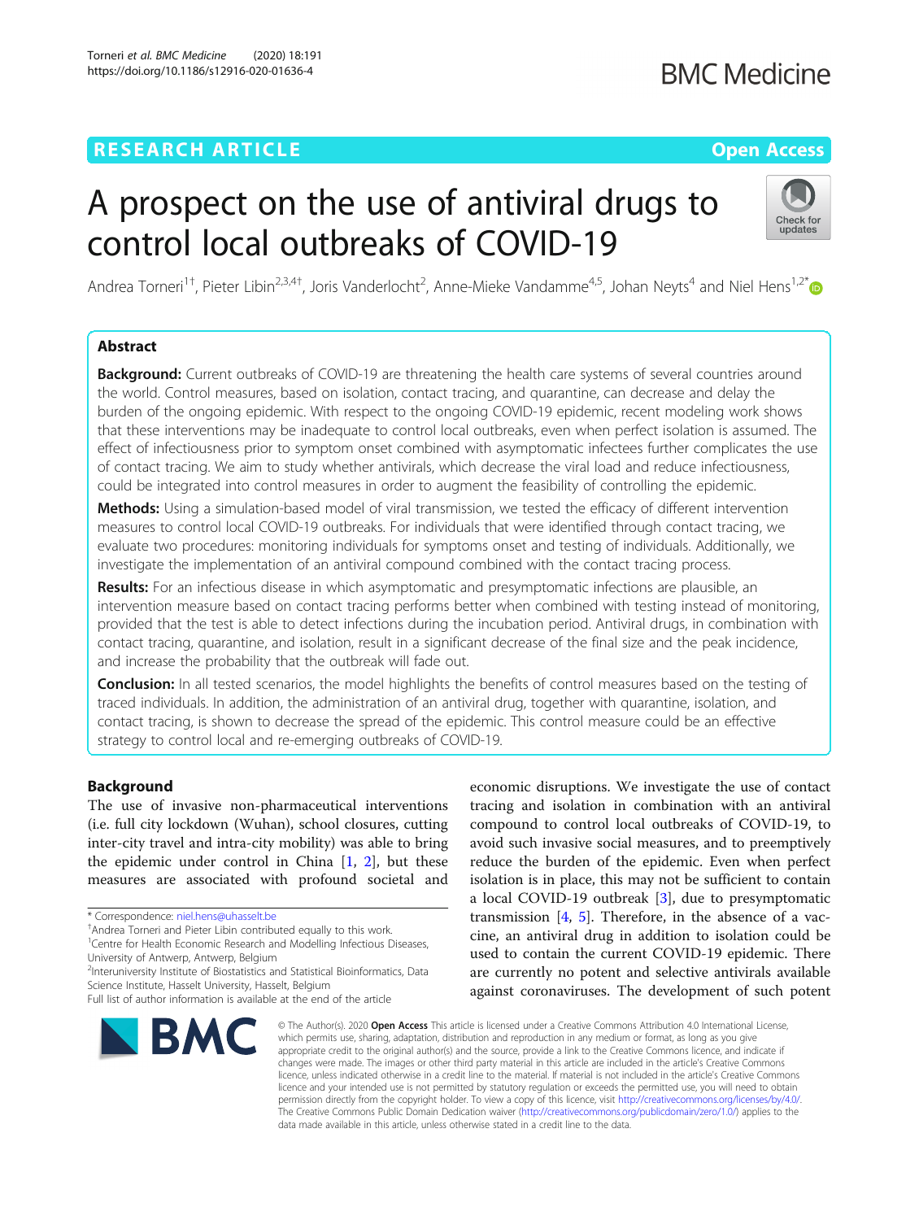RESEARCH ARTICLE

Open Access

# A prospect on the use of antiviral drugs to control local outbreaks of COVID-19

Andrea Torneri[1†], Pieter Libin[2,3,4†], Joris Vanderlocht[2], Anne-Mieke Vandamme[4,5], Johan Neyts[4] and Niel Hens[1,2*]

## Abstract

**Background:** Current outbreaks of COVID-19 are threatening the health care systems of several countries around the world. Control measures, based on isolation, contact tracing, and quarantine, can decrease and delay the burden of the ongoing epidemic. With respect to the ongoing COVID-19 epidemic, recent modeling work shows that these interventions may be inadequate to control local outbreaks, even when perfect isolation is assumed. The effect of infectiousness prior to symptom onset combined with asymptomatic infectees further complicates the use of contact tracing. We aim to study whether antivirals, which decrease the viral load and reduce infectiousness, could be integrated into control measures in order to augment the feasibility of controlling the epidemic.

**Methods:** Using a simulation-based model of viral transmission, we tested the efficacy of different intervention measures to control local COVID-19 outbreaks. For individuals that were identified through contact tracing, we evaluate two procedures: monitoring individuals for symptoms onset and testing of individuals. Additionally, we investigate the implementation of an antiviral compound combined with the contact tracing process.

**Results:** For an infectious disease in which asymptomatic and presymptomatic infections are plausible, an intervention measure based on contact tracing performs better when combined with testing instead of monitoring, provided that the test is able to detect infections during the incubation period. Antiviral drugs, in combination with contact tracing, quarantine, and isolation, result in a significant decrease of the final size and the peak incidence, and increase the probability that the outbreak will fade out.

**Conclusion:** In all tested scenarios, the model highlights the benefits of control measures based on the testing of traced individuals. In addition, the administration of an antiviral drug, together with quarantine, isolation, and contact tracing, is shown to decrease the spread of the epidemic. This control measure could be an effective strategy to control local and re-emerging outbreaks of COVID-19.

## Background

The use of invasive non-pharmaceutical interventions (i.e. full city lockdown (Wuhan), school closures, cutting inter-city travel and intra-city mobility) was able to bring the epidemic under control in China [1, 2], but these measures are associated with profound societal and economic disruptions. We investigate the use of contact tracing and isolation in combination with an antiviral compound to control local outbreaks of COVID-19, to avoid such invasive social measures, and to preemptively reduce the burden of the epidemic. Even when perfect isolation is in place, this may not be sufficient to contain a local COVID-19 outbreak [3], due to presymptomatic transmission [4, 5]. Therefore, in the absence of a vaccine, an antiviral drug in addition to isolation could be used to contain the current COVID-19 epidemic. There are currently no potent and selective antivirals available against coronaviruses. The development of such potent

\* Correspondence: niel.hens@uhasselt.be

†Andrea Torneri and Pieter Libin contributed equally to this work.

[1]Centre for Health Economic Research and Modelling Infectious Diseases, University of Antwerp, Antwerp, Belgium

[2]Interuniversity Institute of Biostatistics and Statistical Bioinformatics, Data Science Institute, Hasselt University, Hasselt, Belgium

Full list of author information is available at the end of the article

© The Author(s). 2020 **Open Access** This article is licensed under a Creative Commons Attribution 4.0 International License, which permits use, sharing, adaptation, distribution and reproduction in any medium or format, as long as you give appropriate credit to the original author(s) and the source, provide a link to the Creative Commons licence, and indicate if changes were made. The images or other third party material in this article are included in the article's Creative Commons licence, unless indicated otherwise in a credit line to the material. If material is not included in the article's Creative Commons licence and your intended use is not permitted by statutory regulation or exceeds the permitted use, you will need to obtain permission directly from the copyright holder. To view a copy of this licence, visit http://creativecommons.org/licenses/by/4.0/. The Creative Commons Public Domain Dedication waiver (http://creativecommons.org/publicdomain/zero/1.0/) applies to the data made available in this article, unless otherwise stated in a credit line to the data.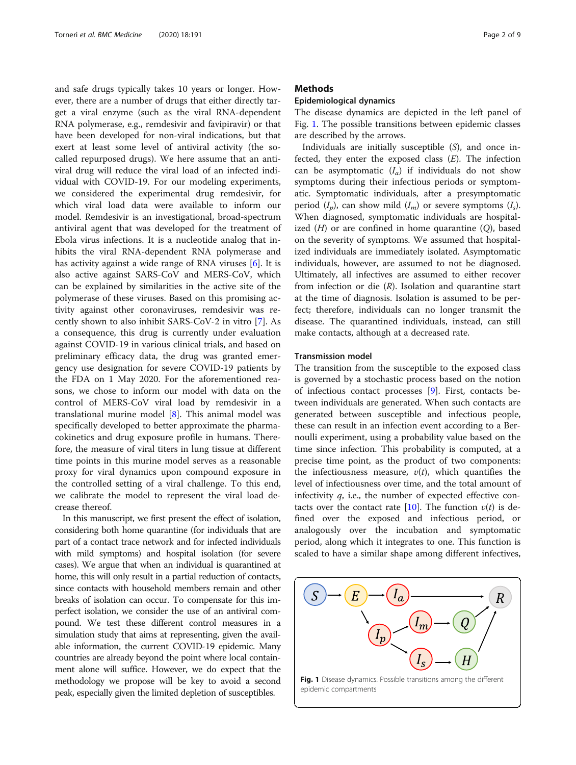and safe drugs typically takes 10 years or longer. However, there are a number of drugs that either directly target a viral enzyme (such as the viral RNA-dependent RNA polymerase, e.g., remdesivir and favipiravir) or that have been developed for non-viral indications, but that exert at least some level of antiviral activity (the so-called repurposed drugs). We here assume that an antiviral drug will reduce the viral load of an infected individual with COVID-19. For our modeling experiments, we considered the experimental drug remdesivir, for which viral load data were available to inform our model. Remdesivir is an investigational, broad-spectrum antiviral agent that was developed for the treatment of Ebola virus infections. It is a nucleotide analog that inhibits the viral RNA-dependent RNA polymerase and has activity against a wide range of RNA viruses [6]. It is also active against SARS-CoV and MERS-CoV, which can be explained by similarities in the active site of the polymerase of these viruses. Based on this promising activity against other coronaviruses, remdesivir was recently shown to also inhibit SARS-CoV-2 in vitro [7]. As a consequence, this drug is currently under evaluation against COVID-19 in various clinical trials, and based on preliminary efficacy data, the drug was granted emergency use designation for severe COVID-19 patients by the FDA on 1 May 2020. For the aforementioned reasons, we chose to inform our model with data on the control of MERS-CoV viral load by remdesivir in a translational murine model [8]. This animal model was specifically developed to better approximate the pharmacokinetics and drug exposure profile in humans. Therefore, the measure of viral titers in lung tissue at different time points in this murine model serves as a reasonable proxy for viral dynamics upon compound exposure in the controlled setting of a viral challenge. To this end, we calibrate the model to represent the viral load decrease thereof.

In this manuscript, we first present the effect of isolation, considering both home quarantine (for individuals that are part of a contact trace network and for infected individuals with mild symptoms) and hospital isolation (for severe cases). We argue that when an individual is quarantined at home, this will only result in a partial reduction of contacts, since contacts with household members remain and other breaks of isolation can occur. To compensate for this imperfect isolation, we consider the use of an antiviral compound. We test these different control measures in a simulation study that aims at representing, given the available information, the current COVID-19 epidemic. Many countries are already beyond the point where local containment alone will suffice. However, we do expect that the methodology we propose will be key to avoid a second peak, especially given the limited depletion of susceptibles.

## Methods

### Epidemiological dynamics

The disease dynamics are depicted in the left panel of Fig. 1. The possible transitions between epidemic classes are described by the arrows.

Individuals are initially susceptible ($S$), and once infected, they enter the exposed class ($E$). The infection can be asymptomatic ($I_a$) if individuals do not show symptoms during their infectious periods or symptomatic. Symptomatic individuals, after a presymptomatic period ($I_p$), can show mild ($I_m$) or severe symptoms ($I_s$). When diagnosed, symptomatic individuals are hospitalized ($H$) or are confined in home quarantine ($Q$), based on the severity of symptoms. We assumed that hospitalized individuals are immediately isolated. Asymptomatic individuals, however, are assumed to not be diagnosed. Ultimately, all infectives are assumed to either recover from infection or die ($R$). Isolation and quarantine start at the time of diagnosis. Isolation is assumed to be perfect; therefore, individuals can no longer transmit the disease. The quarantined individuals, instead, can still make contacts, although at a decreased rate.

### Transmission model

The transition from the susceptible to the exposed class is governed by a stochastic process based on the notion of infectious contact processes [9]. First, contacts between individuals are generated. When such contacts are generated between susceptible and infectious people, these can result in an infection event according to a Bernoulli experiment, using a probability value based on the time since infection. This probability is computed, at a precise time point, as the product of two components: the infectiousness measure, $\upsilon(t)$, which quantifies the level of infectiousness over time, and the total amount of infectivity $q$, i.e., the number of expected effective contacts over the contact rate [10]. The function $\upsilon(t)$ is defined over the exposed and infectious period, or analogously over the incubation and symptomatic period, along which it integrates to one. This function is scaled to have a similar shape among different infectives,

**Fig. 1** Disease dynamics. Possible transitions among the different epidemic compartments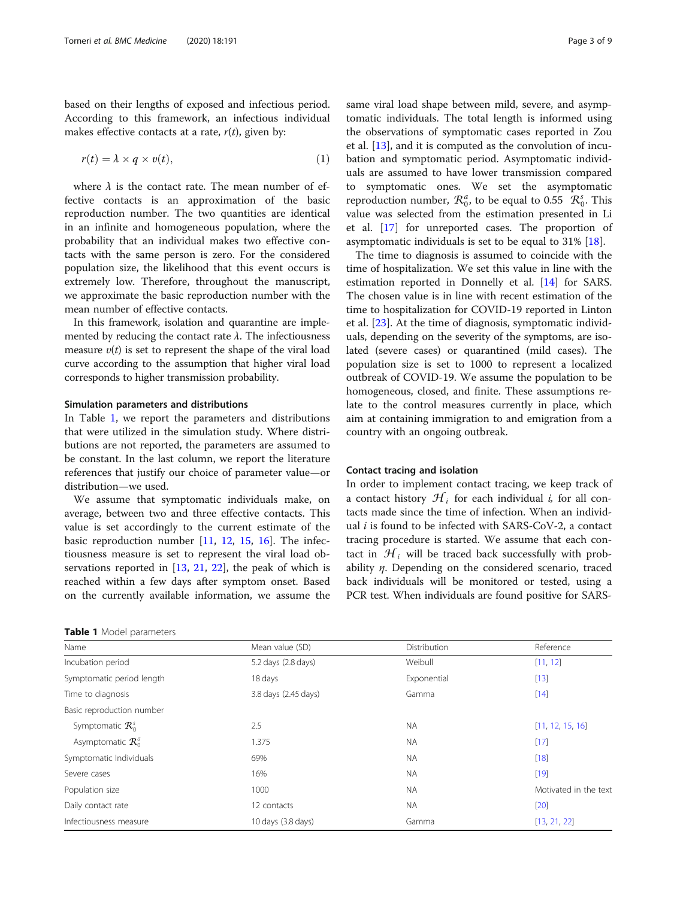based on their lengths of exposed and infectious period. According to this framework, an infectious individual makes effective contacts at a rate, $r(t)$, given by:

$$r(t) = \lambda \times q \times v(t), \tag{1}$$

where $\lambda$ is the contact rate. The mean number of effective contacts is an approximation of the basic reproduction number. The two quantities are identical in an infinite and homogeneous population, where the probability that an individual makes two effective contacts with the same person is zero. For the considered population size, the likelihood that this event occurs is extremely low. Therefore, throughout the manuscript, we approximate the basic reproduction number with the mean number of effective contacts.

In this framework, isolation and quarantine are implemented by reducing the contact rate $\lambda$. The infectiousness measure $v(t)$ is set to represent the shape of the viral load curve according to the assumption that higher viral load corresponds to higher transmission probability.

### Simulation parameters and distributions

In Table 1, we report the parameters and distributions that were utilized in the simulation study. Where distributions are not reported, the parameters are assumed to be constant. In the last column, we report the literature references that justify our choice of parameter value—or distribution—we used.

We assume that symptomatic individuals make, on average, between two and three effective contacts. This value is set accordingly to the current estimate of the basic reproduction number [11, 12, 15, 16]. The infectiousness measure is set to represent the viral load observations reported in [13, 21, 22], the peak of which is reached within a few days after symptom onset. Based on the currently available information, we assume the same viral load shape between mild, severe, and asymptomatic individuals. The total length is informed using the observations of symptomatic cases reported in Zou et al. [13], and it is computed as the convolution of incubation and symptomatic period. Asymptomatic individuals are assumed to have lower transmission compared to symptomatic ones. We set the asymptomatic reproduction number, $\mathcal{R}_0^a$, to be equal to 0.55 $\mathcal{R}_0^s$. This value was selected from the estimation presented in Li et al. [17] for unreported cases. The proportion of asymptomatic individuals is set to be equal to 31% [18].

The time to diagnosis is assumed to coincide with the time of hospitalization. We set this value in line with the estimation reported in Donnelly et al. [14] for SARS. The chosen value is in line with recent estimation of the time to hospitalization for COVID-19 reported in Linton et al. [23]. At the time of diagnosis, symptomatic individuals, depending on the severity of the symptoms, are isolated (severe cases) or quarantined (mild cases). The population size is set to 1000 to represent a localized outbreak of COVID-19. We assume the population to be homogeneous, closed, and finite. These assumptions relate to the control measures currently in place, which aim at containing immigration to and emigration from a country with an ongoing outbreak.

### Contact tracing and isolation

In order to implement contact tracing, we keep track of a contact history $\mathcal{H}_i$ for each individual $i$, for all contacts made since the time of infection. When an individual $i$ is found to be infected with SARS-CoV-2, a contact tracing procedure is started. We assume that each contact in $\mathcal{H}_i$ will be traced back successfully with probability $\eta$. Depending on the considered scenario, traced back individuals will be monitored or tested, using a PCR test. When individuals are found positive for SARS-

**Table 1** Model parameters

| Name | Mean value (SD) | Distribution | Reference |
|---|---|---|---|
| Incubation period | 5.2 days (2.8 days) | Weibull | [11, 12] |
| Symptomatic period length | 18 days | Exponential | [13] |
| Time to diagnosis | 3.8 days (2.45 days) | Gamma | [14] |
| Basic reproduction number | | | |
| Symptomatic $\mathcal{R}_0^s$ | 2.5 | NA | [11, 12, 15, 16] |
| Asymptomatic $\mathcal{R}_0^a$ | 1.375 | NA | [17] |
| Symptomatic Individuals | 69% | NA | [18] |
| Severe cases | 16% | NA | [19] |
| Population size | 1000 | NA | Motivated in the text |
| Daily contact rate | 12 contacts | NA | [20] |
| Infectiousness measure | 10 days (3.8 days) | Gamma | [13, 21, 22] |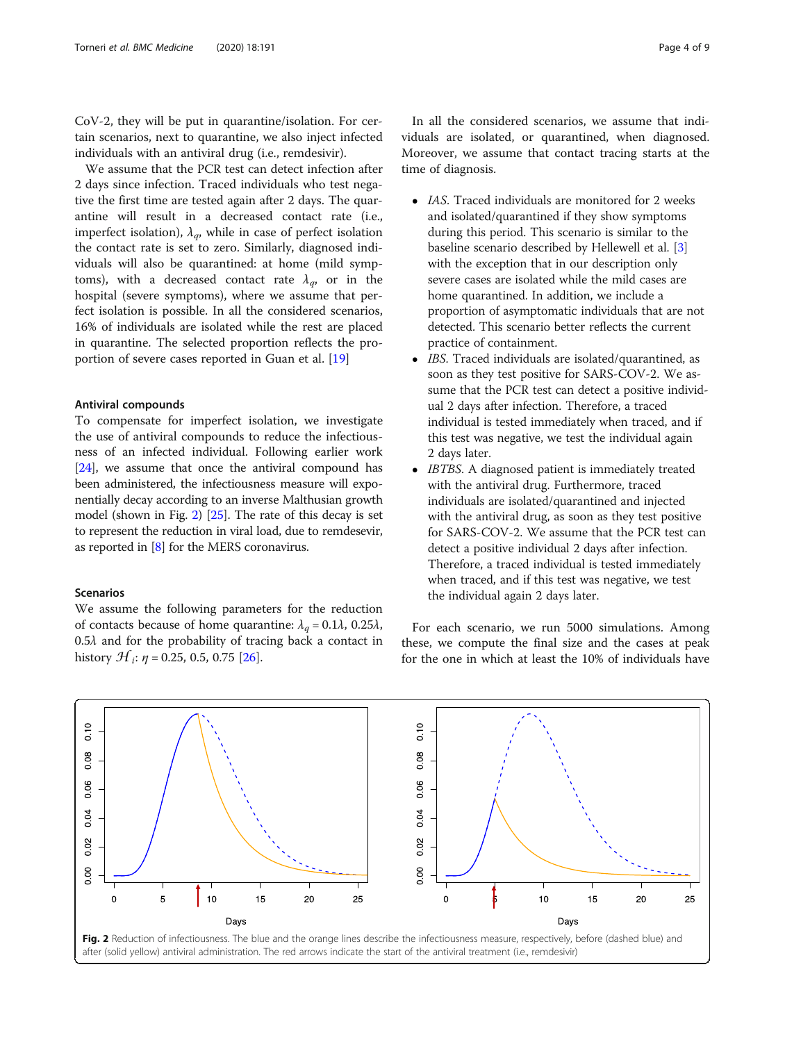CoV-2, they will be put in quarantine/isolation. For certain scenarios, next to quarantine, we also inject infected individuals with an antiviral drug (i.e., remdesivir).

We assume that the PCR test can detect infection after 2 days since infection. Traced individuals who test negative the first time are tested again after 2 days. The quarantine will result in a decreased contact rate (i.e., imperfect isolation), $\lambda_q$, while in case of perfect isolation the contact rate is set to zero. Similarly, diagnosed individuals will also be quarantined: at home (mild symptoms), with a decreased contact rate $\lambda_q$, or in the hospital (severe symptoms), where we assume that perfect isolation is possible. In all the considered scenarios, 16% of individuals are isolated while the rest are placed in quarantine. The selected proportion reflects the proportion of severe cases reported in Guan et al. [19]

### Antiviral compounds

To compensate for imperfect isolation, we investigate the use of antiviral compounds to reduce the infectiousness of an infected individual. Following earlier work [24], we assume that once the antiviral compound has been administered, the infectiousness measure will exponentially decay according to an inverse Malthusian growth model (shown in Fig. 2) [25]. The rate of this decay is set to represent the reduction in viral load, due to remdesevir, as reported in [8] for the MERS coronavirus.

### Scenarios

We assume the following parameters for the reduction of contacts because of home quarantine: $\lambda_q = 0.1\lambda$, $0.25\lambda$, $0.5\lambda$ and for the probability of tracing back a contact in history $\mathcal{H}_i$: $\eta = 0.25, 0.5, 0.75$ [26].

In all the considered scenarios, we assume that individuals are isolated, or quarantined, when diagnosed. Moreover, we assume that contact tracing starts at the time of diagnosis.

- *IAS.* Traced individuals are monitored for 2 weeks and isolated/quarantined if they show symptoms during this period. This scenario is similar to the baseline scenario described by Hellewell et al. [3] with the exception that in our description only severe cases are isolated while the mild cases are home quarantined. In addition, we include a proportion of asymptomatic individuals that are not detected. This scenario better reflects the current practice of containment.
- *IBS.* Traced individuals are isolated/quarantined, as soon as they test positive for SARS-COV-2. We assume that the PCR test can detect a positive individual 2 days after infection. Therefore, a traced individual is tested immediately when traced, and if this test was negative, we test the individual again 2 days later.
- *IBTBS.* A diagnosed patient is immediately treated with the antiviral drug. Furthermore, traced individuals are isolated/quarantined and injected with the antiviral drug, as soon as they test positive for SARS-COV-2. We assume that the PCR test can detect a positive individual 2 days after infection. Therefore, a traced individual is tested immediately when traced, and if this test was negative, we test the individual again 2 days later.

For each scenario, we run 5000 simulations. Among these, we compute the final size and the cases at peak for the one in which at least the 10% of individuals have

**Fig. 2** Reduction of infectiousness. The blue and the orange lines describe the infectiousness measure, respectively, before (dashed blue) and after (solid yellow) antiviral administration. The red arrows indicate the start of the antiviral treatment (i.e., remdesivir)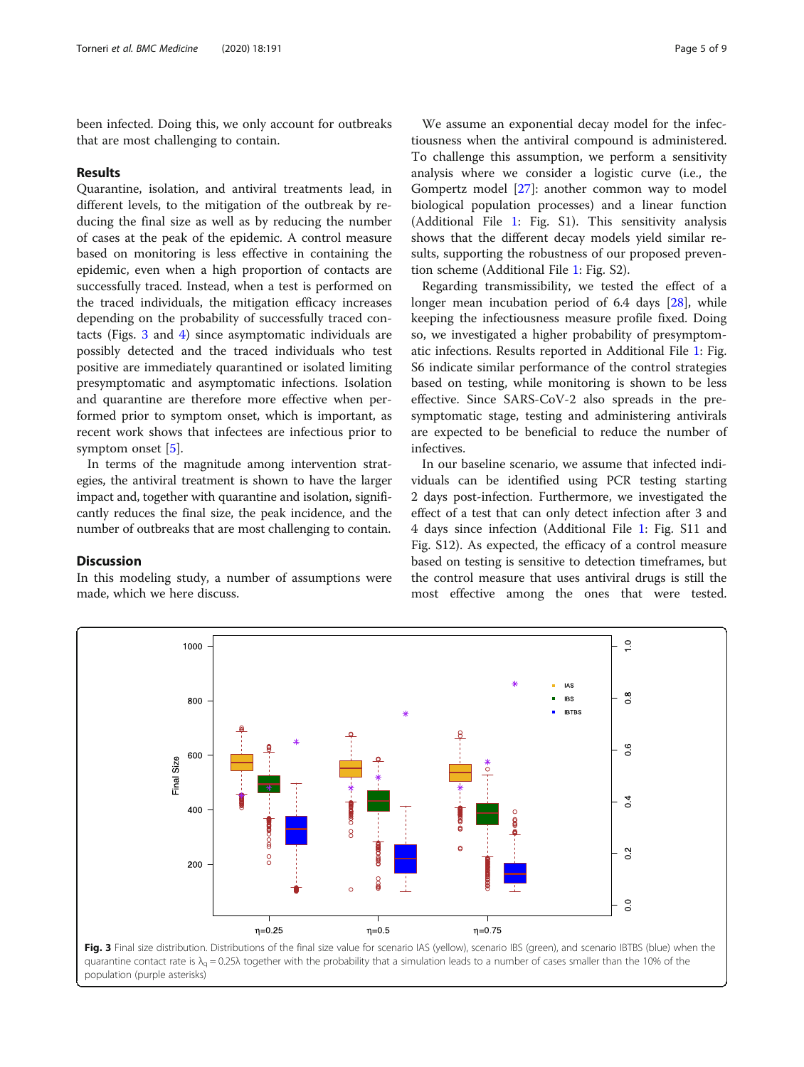been infected. Doing this, we only account for outbreaks that are most challenging to contain.

## Results

Quarantine, isolation, and antiviral treatments lead, in different levels, to the mitigation of the outbreak by reducing the final size as well as by reducing the number of cases at the peak of the epidemic. A control measure based on monitoring is less effective in containing the epidemic, even when a high proportion of contacts are successfully traced. Instead, when a test is performed on the traced individuals, the mitigation efficacy increases depending on the probability of successfully traced contacts (Figs. 3 and 4) since asymptomatic individuals are possibly detected and the traced individuals who test positive are immediately quarantined or isolated limiting presymptomatic and asymptomatic infections. Isolation and quarantine are therefore more effective when performed prior to symptom onset, which is important, as recent work shows that infectees are infectious prior to symptom onset [5].

In terms of the magnitude among intervention strategies, the antiviral treatment is shown to have the larger impact and, together with quarantine and isolation, significantly reduces the final size, the peak incidence, and the number of outbreaks that are most challenging to contain.

## Discussion

In this modeling study, a number of assumptions were made, which we here discuss.

We assume an exponential decay model for the infectiousness when the antiviral compound is administered. To challenge this assumption, we perform a sensitivity analysis where we consider a logistic curve (i.e., the Gompertz model [27]: another common way to model biological population processes) and a linear function (Additional File 1: Fig. S1). This sensitivity analysis shows that the different decay models yield similar results, supporting the robustness of our proposed prevention scheme (Additional File 1: Fig. S2).

Regarding transmissibility, we tested the effect of a longer mean incubation period of 6.4 days [28], while keeping the infectiousness measure profile fixed. Doing so, we investigated a higher probability of presymptomatic infections. Results reported in Additional File 1: Fig. S6 indicate similar performance of the control strategies based on testing, while monitoring is shown to be less effective. Since SARS-CoV-2 also spreads in the presymptomatic stage, testing and administering antivirals are expected to be beneficial to reduce the number of infectives.

In our baseline scenario, we assume that infected individuals can be identified using PCR testing starting 2 days post-infection. Furthermore, we investigated the effect of a test that can only detect infection after 3 and 4 days since infection (Additional File 1: Fig. S11 and Fig. S12). As expected, the efficacy of a control measure based on testing is sensitive to detection timeframes, but the control measure that uses antiviral drugs is still the most effective among the ones that were tested.

**Fig. 3** Final size distribution. Distributions of the final size value for scenario IAS (yellow), scenario IBS (green), and scenario IBTBS (blue) when the quarantine contact rate is $\lambda_q = 0.25\lambda$ together with the probability that a simulation leads to a number of cases smaller than the 10% of the population (purple asterisks)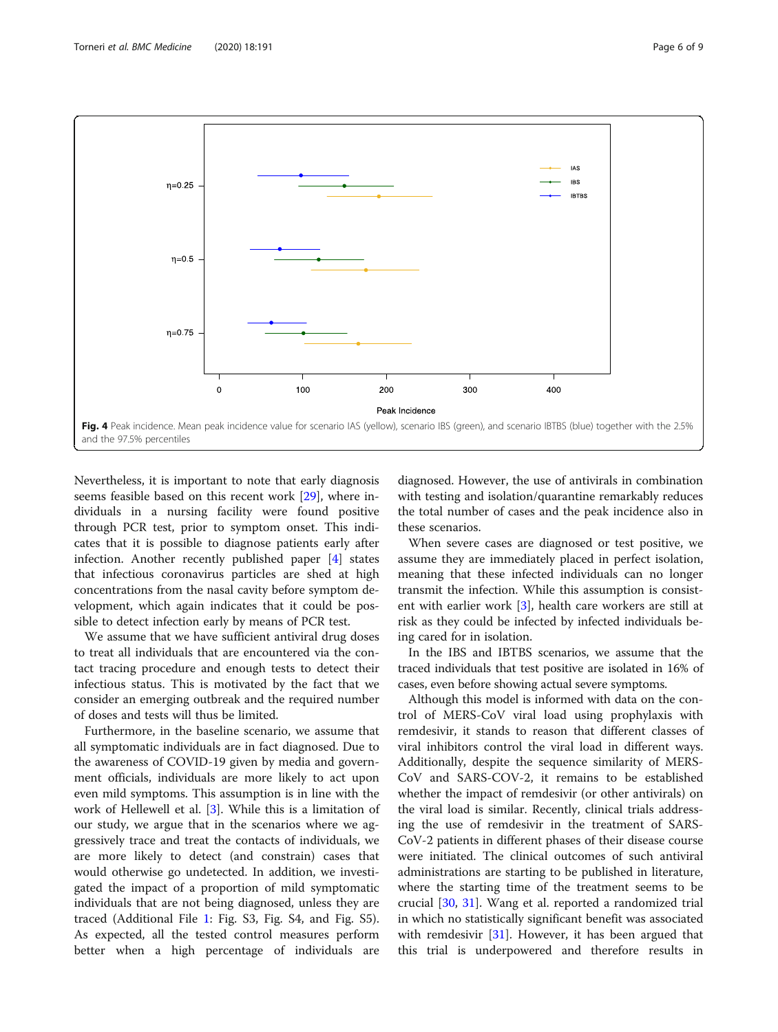Fig. 4 Peak incidence. Mean peak incidence value for scenario IAS (yellow), scenario IBS (green), and scenario IBTBS (blue) together with the 2.5% and the 97.5% percentiles

Nevertheless, it is important to note that early diagnosis seems feasible based on this recent work [29], where individuals in a nursing facility were found positive through PCR test, prior to symptom onset. This indicates that it is possible to diagnose patients early after infection. Another recently published paper [4] states that infectious coronavirus particles are shed at high concentrations from the nasal cavity before symptom development, which again indicates that it could be possible to detect infection early by means of PCR test.

We assume that we have sufficient antiviral drug doses to treat all individuals that are encountered via the contact tracing procedure and enough tests to detect their infectious status. This is motivated by the fact that we consider an emerging outbreak and the required number of doses and tests will thus be limited.

Furthermore, in the baseline scenario, we assume that all symptomatic individuals are in fact diagnosed. Due to the awareness of COVID-19 given by media and government officials, individuals are more likely to act upon even mild symptoms. This assumption is in line with the work of Hellewell et al. [3]. While this is a limitation of our study, we argue that in the scenarios where we aggressively trace and treat the contacts of individuals, we are more likely to detect (and constrain) cases that would otherwise go undetected. In addition, we investigated the impact of a proportion of mild symptomatic individuals that are not being diagnosed, unless they are traced (Additional File 1: Fig. S3, Fig. S4, and Fig. S5). As expected, all the tested control measures perform better when a high percentage of individuals are diagnosed. However, the use of antivirals in combination with testing and isolation/quarantine remarkably reduces the total number of cases and the peak incidence also in these scenarios.

When severe cases are diagnosed or test positive, we assume they are immediately placed in perfect isolation, meaning that these infected individuals can no longer transmit the infection. While this assumption is consistent with earlier work [3], health care workers are still at risk as they could be infected by infected individuals being cared for in isolation.

In the IBS and IBTBS scenarios, we assume that the traced individuals that test positive are isolated in 16% of cases, even before showing actual severe symptoms.

Although this model is informed with data on the control of MERS-CoV viral load using prophylaxis with remdesivir, it stands to reason that different classes of viral inhibitors control the viral load in different ways. Additionally, despite the sequence similarity of MERS-CoV and SARS-COV-2, it remains to be established whether the impact of remdesivir (or other antivirals) on the viral load is similar. Recently, clinical trials addressing the use of remdesivir in the treatment of SARS-CoV-2 patients in different phases of their disease course were initiated. The clinical outcomes of such antiviral administrations are starting to be published in literature, where the starting time of the treatment seems to be crucial [30, 31]. Wang et al. reported a randomized trial in which no statistically significant benefit was associated with remdesivir [31]. However, it has been argued that this trial is underpowered and therefore results in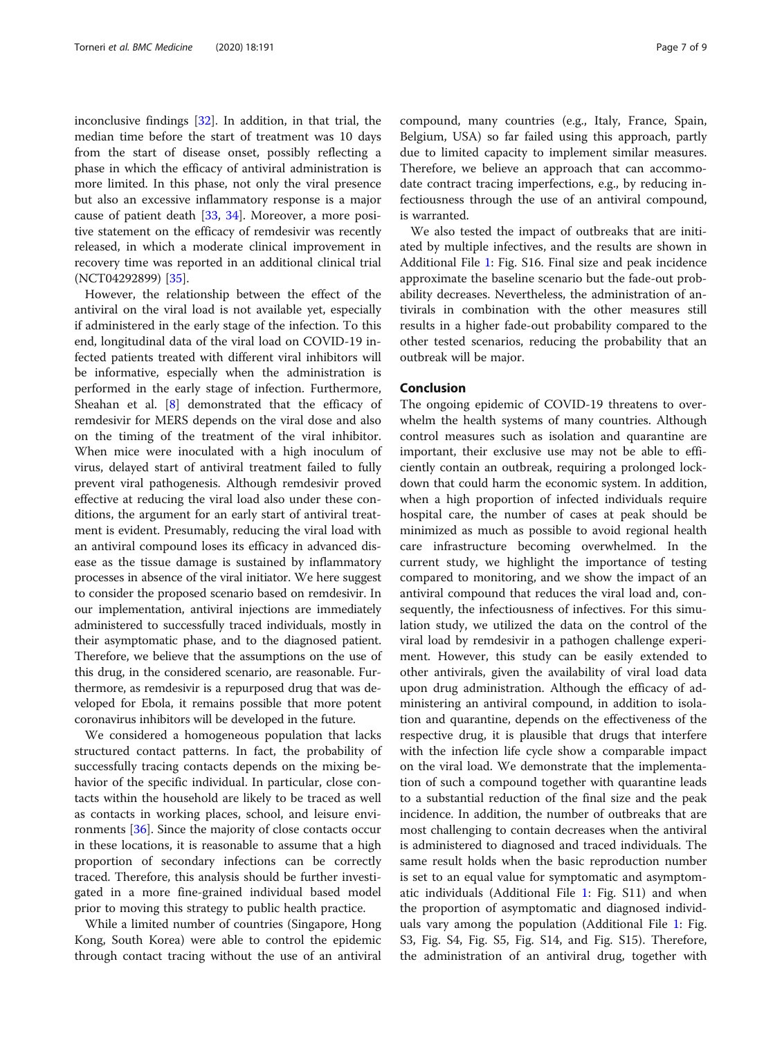inconclusive findings [32]. In addition, in that trial, the median time before the start of treatment was 10 days from the start of disease onset, possibly reflecting a phase in which the efficacy of antiviral administration is more limited. In this phase, not only the viral presence but also an excessive inflammatory response is a major cause of patient death [33, 34]. Moreover, a more positive statement on the efficacy of remdesivir was recently released, in which a moderate clinical improvement in recovery time was reported in an additional clinical trial (NCT04292899) [35].

However, the relationship between the effect of the antiviral on the viral load is not available yet, especially if administered in the early stage of the infection. To this end, longitudinal data of the viral load on COVID-19 infected patients treated with different viral inhibitors will be informative, especially when the administration is performed in the early stage of infection. Furthermore, Sheahan et al. [8] demonstrated that the efficacy of remdesivir for MERS depends on the viral dose and also on the timing of the treatment of the viral inhibitor. When mice were inoculated with a high inoculum of virus, delayed start of antiviral treatment failed to fully prevent viral pathogenesis. Although remdesivir proved effective at reducing the viral load also under these conditions, the argument for an early start of antiviral treatment is evident. Presumably, reducing the viral load with an antiviral compound loses its efficacy in advanced disease as the tissue damage is sustained by inflammatory processes in absence of the viral initiator. We here suggest to consider the proposed scenario based on remdesivir. In our implementation, antiviral injections are immediately administered to successfully traced individuals, mostly in their asymptomatic phase, and to the diagnosed patient. Therefore, we believe that the assumptions on the use of this drug, in the considered scenario, are reasonable. Furthermore, as remdesivir is a repurposed drug that was developed for Ebola, it remains possible that more potent coronavirus inhibitors will be developed in the future.

We considered a homogeneous population that lacks structured contact patterns. In fact, the probability of successfully tracing contacts depends on the mixing behavior of the specific individual. In particular, close contacts within the household are likely to be traced as well as contacts in working places, school, and leisure environments [36]. Since the majority of close contacts occur in these locations, it is reasonable to assume that a high proportion of secondary infections can be correctly traced. Therefore, this analysis should be further investigated in a more fine-grained individual based model prior to moving this strategy to public health practice.

While a limited number of countries (Singapore, Hong Kong, South Korea) were able to control the epidemic through contact tracing without the use of an antiviral compound, many countries (e.g., Italy, France, Spain, Belgium, USA) so far failed using this approach, partly due to limited capacity to implement similar measures. Therefore, we believe an approach that can accommodate contract tracing imperfections, e.g., by reducing infectiousness through the use of an antiviral compound, is warranted.

We also tested the impact of outbreaks that are initiated by multiple infectives, and the results are shown in Additional File 1: Fig. S16. Final size and peak incidence approximate the baseline scenario but the fade-out probability decreases. Nevertheless, the administration of antivirals in combination with the other measures still results in a higher fade-out probability compared to the other tested scenarios, reducing the probability that an outbreak will be major.

## Conclusion

The ongoing epidemic of COVID-19 threatens to overwhelm the health systems of many countries. Although control measures such as isolation and quarantine are important, their exclusive use may not be able to efficiently contain an outbreak, requiring a prolonged lockdown that could harm the economic system. In addition, when a high proportion of infected individuals require hospital care, the number of cases at peak should be minimized as much as possible to avoid regional health care infrastructure becoming overwhelmed. In the current study, we highlight the importance of testing compared to monitoring, and we show the impact of an antiviral compound that reduces the viral load and, consequently, the infectiousness of infectives. For this simulation study, we utilized the data on the control of the viral load by remdesivir in a pathogen challenge experiment. However, this study can be easily extended to other antivirals, given the availability of viral load data upon drug administration. Although the efficacy of administering an antiviral compound, in addition to isolation and quarantine, depends on the effectiveness of the respective drug, it is plausible that drugs that interfere with the infection life cycle show a comparable impact on the viral load. We demonstrate that the implementation of such a compound together with quarantine leads to a substantial reduction of the final size and the peak incidence. In addition, the number of outbreaks that are most challenging to contain decreases when the antiviral is administered to diagnosed and traced individuals. The same result holds when the basic reproduction number is set to an equal value for symptomatic and asymptomatic individuals (Additional File 1: Fig. S11) and when the proportion of asymptomatic and diagnosed individuals vary among the population (Additional File 1: Fig. S3, Fig. S4, Fig. S5, Fig. S14, and Fig. S15). Therefore, the administration of an antiviral drug, together with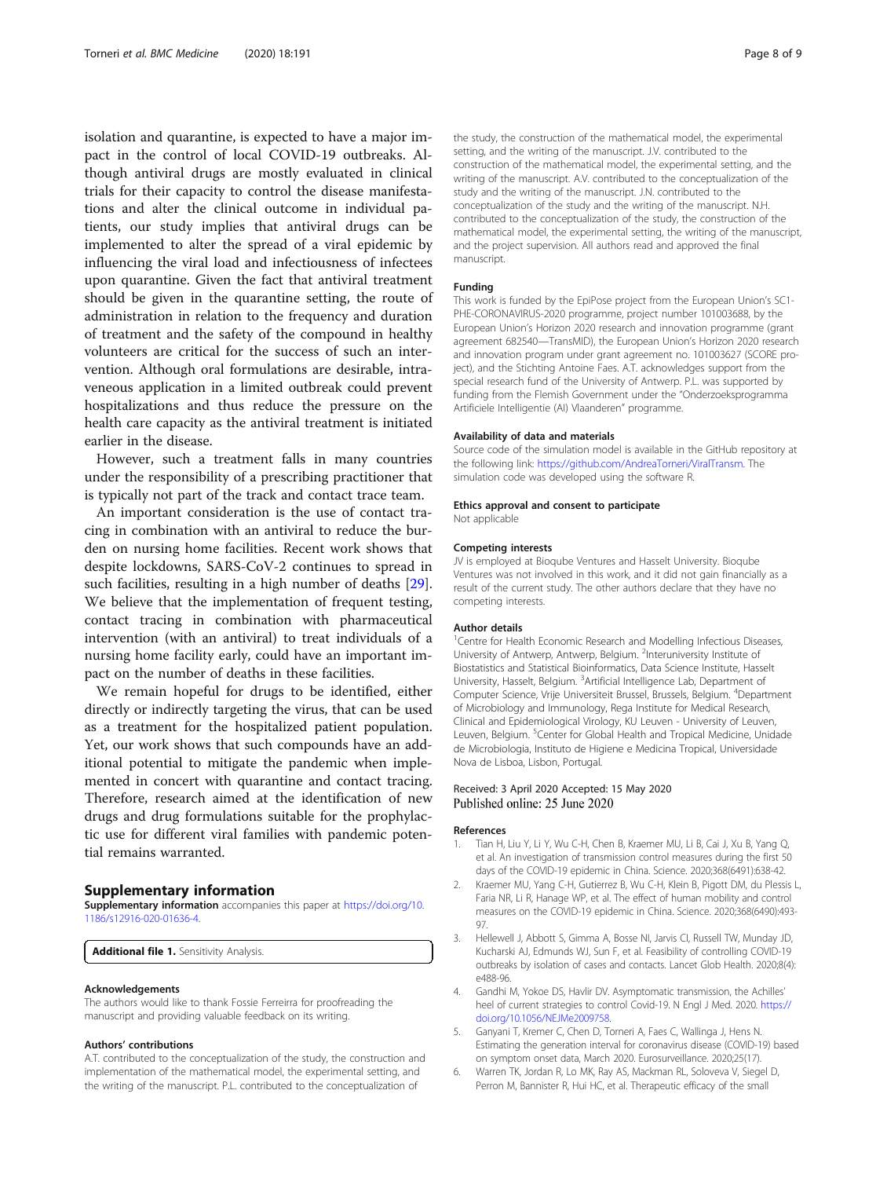isolation and quarantine, is expected to have a major impact in the control of local COVID-19 outbreaks. Although antiviral drugs are mostly evaluated in clinical trials for their capacity to control the disease manifestations and alter the clinical outcome in individual patients, our study implies that antiviral drugs can be implemented to alter the spread of a viral epidemic by influencing the viral load and infectiousness of infectees upon quarantine. Given the fact that antiviral treatment should be given in the quarantine setting, the route of administration in relation to the frequency and duration of treatment and the safety of the compound in healthy volunteers are critical for the success of such an intervention. Although oral formulations are desirable, intraveneous application in a limited outbreak could prevent hospitalizations and thus reduce the pressure on the health care capacity as the antiviral treatment is initiated earlier in the disease.

However, such a treatment falls in many countries under the responsibility of a prescribing practitioner that is typically not part of the track and contact trace team.

An important consideration is the use of contact tracing in combination with an antiviral to reduce the burden on nursing home facilities. Recent work shows that despite lockdowns, SARS-CoV-2 continues to spread in such facilities, resulting in a high number of deaths [29]. We believe that the implementation of frequent testing, contact tracing in combination with pharmaceutical intervention (with an antiviral) to treat individuals of a nursing home facility early, could have an important impact on the number of deaths in these facilities.

We remain hopeful for drugs to be identified, either directly or indirectly targeting the virus, that can be used as a treatment for the hospitalized patient population. Yet, our work shows that such compounds have an additional potential to mitigate the pandemic when implemented in concert with quarantine and contact tracing. Therefore, research aimed at the identification of new drugs and drug formulations suitable for the prophylactic use for different viral families with pandemic potential remains warranted.

## Supplementary information

**Supplementary information** accompanies this paper at https://doi.org/10.1186/s12916-020-01636-4.

**Additional file 1.** Sensitivity Analysis.

#### Acknowledgements

The authors would like to thank Fossie Ferreirra for proofreading the manuscript and providing valuable feedback on its writing.

#### Authors' contributions

A.T. contributed to the conceptualization of the study, the construction and implementation of the mathematical model, the experimental setting, and the writing of the manuscript. P.L. contributed to the conceptualization of the study, the construction of the mathematical model, the experimental setting, and the writing of the manuscript. J.V. contributed to the construction of the mathematical model, the experimental setting, and the writing of the manuscript. A.V. contributed to the conceptualization of the study and the writing of the manuscript. J.N. contributed to the conceptualization of the study and the writing of the manuscript. N.H. contributed to the conceptualization of the study, the construction of the mathematical model, the experimental setting, the writing of the manuscript, and the project supervision. All authors read and approved the final manuscript.

#### Funding

This work is funded by the EpiPose project from the European Union's SC1-PHE-CORONAVIRUS-2020 programme, project number 101003688, by the European Union's Horizon 2020 research and innovation programme (grant agreement 682540—TransMID), the European Union's Horizon 2020 research and innovation program under grant agreement no. 101003627 (SCORE project), and the Stichting Antoine Faes. A.T. acknowledges support from the special research fund of the University of Antwerp. P.L. was supported by funding from the Flemish Government under the "Onderzoeksprogramma Artificiele Intelligentie (AI) Vlaanderen" programme.

#### Availability of data and materials

Source code of the simulation model is available in the GitHub repository at the following link: https://github.com/AndreaTorneri/ViralTransm. The simulation code was developed using the software R.

#### Ethics approval and consent to participate

Not applicable

#### Competing interests

JV is employed at Bioqube Ventures and Hasselt University. Bioqube Ventures was not involved in this work, and it did not gain financially as a result of the current study. The other authors declare that they have no competing interests.

#### Author details

[1]Centre for Health Economic Research and Modelling Infectious Diseases, University of Antwerp, Antwerp, Belgium. [2]Interuniversity Institute of Biostatistics and Statistical Bioinformatics, Data Science Institute, Hasselt University, Hasselt, Belgium. [3]Artificial Intelligence Lab, Department of Computer Science, Vrije Universiteit Brussel, Brussels, Belgium. [4]Department of Microbiology and Immunology, Rega Institute for Medical Research, Clinical and Epidemiological Virology, KU Leuven - University of Leuven, Leuven, Belgium. [5]Center for Global Health and Tropical Medicine, Unidade de Microbiologia, Instituto de Higiene e Medicina Tropical, Universidade Nova de Lisboa, Lisbon, Portugal.

Received: 3 April 2020 Accepted: 15 May 2020
Published online: 25 June 2020

#### References

1. Tian H, Liu Y, Li Y, Wu C-H, Chen B, Kraemer MU, Li B, Cai J, Xu B, Yang Q, et al. An investigation of transmission control measures during the first 50 days of the COVID-19 epidemic in China. Science. 2020;368(6491):638-42.
2. Kraemer MU, Yang C-H, Gutierrez B, Wu C-H, Klein B, Pigott DM, du Plessis L, Faria NR, Li R, Hanage WP, et al. The effect of human mobility and control measures on the COVID-19 epidemic in China. Science. 2020;368(6490):493-97.
3. Hellewell J, Abbott S, Gimma A, Bosse NI, Jarvis CI, Russell TW, Munday JD, Kucharski AJ, Edmunds WJ, Sun F, et al. Feasibility of controlling COVID-19 outbreaks by isolation of cases and contacts. Lancet Glob Health. 2020;8(4): e488-96.
4. Gandhi M, Yokoe DS, Havlir DV. Asymptomatic transmission, the Achilles' heel of current strategies to control Covid-19. N Engl J Med. 2020. https://doi.org/10.1056/NEJMe2009758.
5. Ganyani T, Kremer C, Chen D, Torneri A, Faes C, Wallinga J, Hens N. Estimating the generation interval for coronavirus disease (COVID-19) based on symptom onset data, March 2020. Eurosurveillance. 2020;25(17).
6. Warren TK, Jordan R, Lo MK, Ray AS, Mackman RL, Soloveva V, Siegel D, Perron M, Bannister R, Hui HC, et al. Therapeutic efficacy of the small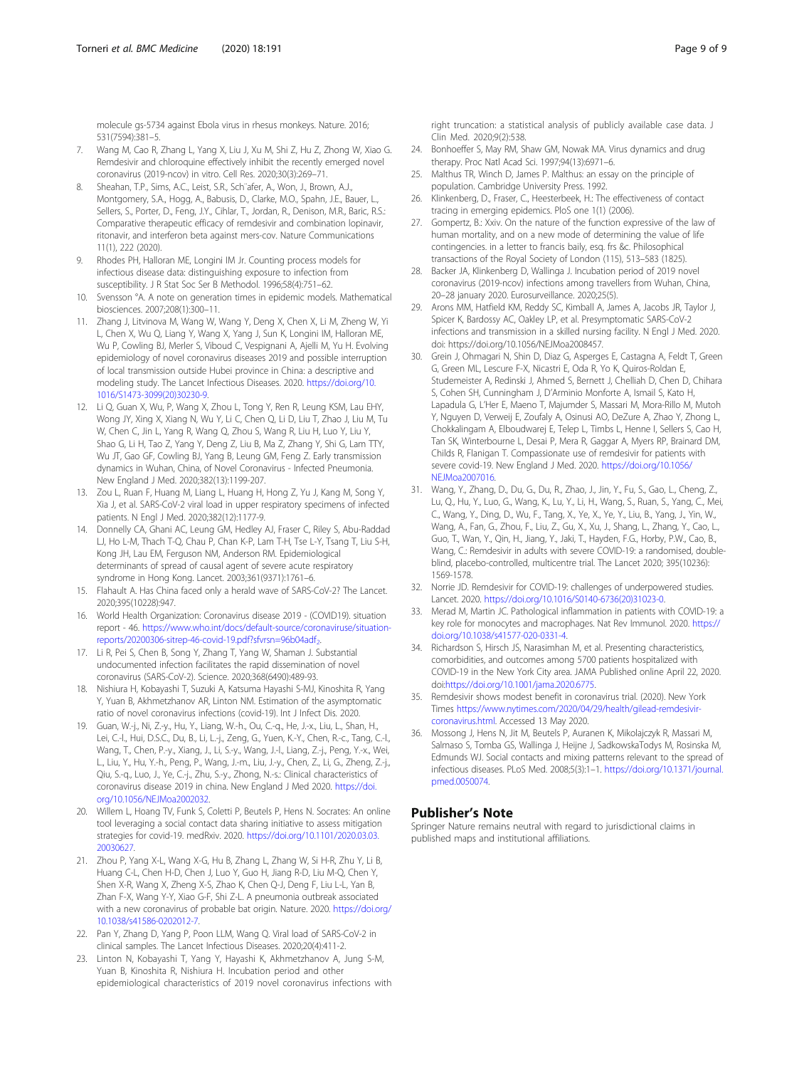molecule gs-5734 against Ebola virus in rhesus monkeys. Nature. 2016; 531(7594):381–5.

7. Wang M, Cao R, Zhang L, Yang X, Liu J, Xu M, Shi Z, Hu Z, Zhong W, Xiao G. Remdesivir and chloroquine effectively inhibit the recently emerged novel coronavirus (2019-ncov) in vitro. Cell Res. 2020;30(3):269–71.
8. Sheahan, T.P., Sims, A.C., Leist, S.R., Sch¨afer, A., Won, J., Brown, A.J., Montgomery, S.A., Hogg, A., Babusis, D., Clarke, M.O., Spahn, J.E., Bauer, L., Sellers, S., Porter, D., Feng, J.Y., Cihlar, T., Jordan, R., Denison, M.R., Baric, R.S.: Comparative therapeutic efficacy of remdesivir and combination lopinavir, ritonavir, and interferon beta against mers-cov. Nature Communications 11(1), 222 (2020).
9. Rhodes PH, Halloran ME, Longini IM Jr. Counting process models for infectious disease data: distinguishing exposure to infection from susceptibility. J R Stat Soc Ser B Methodol. 1996;58(4):751–62.
10. Svensson °A. A note on generation times in epidemic models. Mathematical biosciences. 2007;208(1):300–11.
11. Zhang J, Litvinova M, Wang W, Wang Y, Deng X, Chen X, Li M, Zheng W, Yi L, Chen X, Wu Q, Liang Y, Wang X, Yang J, Sun K, Longini IM, Halloran ME, Wu P, Cowling BJ, Merler S, Viboud C, Vespignani A, Ajelli M, Yu H. Evolving epidemiology of novel coronavirus diseases 2019 and possible interruption of local transmission outside Hubei province in China: a descriptive and modeling study. The Lancet Infectious Diseases. 2020. https://doi.org/10.1016/S1473-3099(20)30230-9.
12. Li Q, Guan X, Wu P, Wang X, Zhou L, Tong Y, Ren R, Leung KSM, Lau EHY, Wong JY, Xing X, Xiang N, Wu Y, Li C, Chen Q, Li D, Liu T, Zhao J, Liu M, Tu W, Chen C, Jin L, Yang R, Wang Q, Zhou S, Wang R, Liu H, Luo Y, Liu Y, Shao G, Li H, Tao Z, Yang Y, Deng Z, Liu B, Ma Z, Zhang Y, Shi G, Lam TTY, Wu JT, Gao GF, Cowling BJ, Yang B, Leung GM, Feng Z. Early transmission dynamics in Wuhan, China, of Novel Coronavirus - Infected Pneumonia. New England J Med. 2020;382(13):1199-207.
13. Zou L, Ruan F, Huang M, Liang L, Huang H, Hong Z, Yu J, Kang M, Song Y, Xia J, et al. SARS-CoV-2 viral load in upper respiratory specimens of infected patients. N Engl J Med. 2020;382(12):1177-9.
14. Donnelly CA, Ghani AC, Leung GM, Hedley AJ, Fraser C, Riley S, Abu-Raddad LJ, Ho L-M, Thach T-Q, Chau P, Chan K-P, Lam T-H, Tse L-Y, Tsang T, Liu S-H, Kong JH, Lau EM, Ferguson NM, Anderson RM. Epidemiological determinants of spread of causal agent of severe acute respiratory syndrome in Hong Kong. Lancet. 2003;361(9371):1761–6.
15. Flahault A. Has China faced only a herald wave of SARS-CoV-2? The Lancet. 2020;395(10228):947.
16. World Health Organization: Coronavirus disease 2019 - (COVID19). situation report - 46. https://www.who.int/docs/default-source/coronaviruse/situation-reports/20200306-sitrep-46-covid-19.pdf?sfvrsn=96b04adf_2.
17. Li R, Pei S, Chen B, Song Y, Zhang T, Yang W, Shaman J. Substantial undocumented infection facilitates the rapid dissemination of novel coronavirus (SARS-CoV-2). Science. 2020;368(6490):489-93.
18. Nishiura H, Kobayashi T, Suzuki A, Katsuma Hayashi S-MJ, Kinoshita R, Yang Y, Yuan B, Akhmetzhanov AR, Linton NM. Estimation of the asymptomatic ratio of novel coronavirus infections (covid-19). Int J Infect Dis. 2020.
19. Guan, W.-j., Ni, Z.-y., Hu, Y., Liang, W.-h., Ou, C.-q., He, J.-x., Liu, L., Shan, H., Lei, C.-l., Hui, D.S.C., Du, B., Li, L.-j., Zeng, G., Yuen, K.-Y., Chen, R.-c., Tang, C.-l., Wang, T., Chen, P.-y., Xiang, J., Li, S.-y., Wang, J.-l., Liang, Z.-j., Peng, Y.-x., Wei, L., Liu, Y., Hu, Y.-h., Peng, P., Wang, J.-m., Liu, J.-y., Chen, Z., Li, G., Zheng, Z.-j., Qiu, S.-q., Luo, J., Ye, C.-j., Zhu, S.-y., Zhong, N.-s.: Clinical characteristics of coronavirus disease 2019 in china. New England J Med 2020. https://doi.org/10.1056/NEJMoa2002032.
20. Willem L, Hoang TV, Funk S, Coletti P, Beutels P, Hens N. Socrates: An online tool leveraging a social contact data sharing initiative to assess mitigation strategies for covid-19. medRxiv. 2020. https://doi.org/10.1101/2020.03.03.20030627.
21. Zhou P, Yang X-L, Wang X-G, Hu B, Zhang L, Zhang W, Si H-R, Zhu Y, Li B, Huang C-L, Chen H-D, Chen J, Luo Y, Guo H, Jiang R-D, Liu M-Q, Chen Y, Shen X-R, Wang X, Zheng X-S, Zhao K, Chen Q-J, Deng F, Liu L-L, Yan B, Zhan F-X, Wang Y-Y, Xiao G-F, Shi Z-L. A pneumonia outbreak associated with a new coronavirus of probable bat origin. Nature. 2020. https://doi.org/10.1038/s41586-0202012-7.
22. Pan Y, Zhang D, Yang P, Poon LLM, Wang Q. Viral load of SARS-CoV-2 in clinical samples. The Lancet Infectious Diseases. 2020;20(4):411-2.
23. Linton N, Kobayashi T, Yang Y, Hayashi K, Akhmetzhanov A, Jung S-M, Yuan B, Kinoshita R, Nishiura H. Incubation period and other epidemiological characteristics of 2019 novel coronavirus infections with right truncation: a statistical analysis of publicly available case data. J Clin Med. 2020;9(2):538.
24. Bonhoeffer S, May RM, Shaw GM, Nowak MA. Virus dynamics and drug therapy. Proc Natl Acad Sci. 1997;94(13):6971–6.
25. Malthus TR, Winch D, James P. Malthus: an essay on the principle of population. Cambridge University Press. 1992.
26. Klinkenberg, D., Fraser, C., Heesterbeek, H.: The effectiveness of contact tracing in emerging epidemics. PloS one 1(1) (2006).
27. Gompertz, B.: Xxiv. On the nature of the function expressive of the law of human mortality, and on a new mode of determining the value of life contingencies. in a letter to francis baily, esq. frs &c. Philosophical transactions of the Royal Society of London (115), 513–583 (1825).
28. Backer JA, Klinkenberg D, Wallinga J. Incubation period of 2019 novel coronavirus (2019-ncov) infections among travellers from Wuhan, China, 20–28 january 2020. Eurosurveillance. 2020;25(5).
29. Arons MM, Hatfield KM, Reddy SC, Kimball A, James A, Jacobs JR, Taylor J, Spicer K, Bardossy AC, Oakley LP, et al. Presymptomatic SARS-CoV-2 infections and transmission in a skilled nursing facility. N Engl J Med. 2020. doi: https://doi.org/10.1056/NEJMoa2008457.
30. Grein J, Ohmagari N, Shin D, Diaz G, Asperges E, Castagna A, Feldt T, Green G, Green ML, Lescure F-X, Nicastri E, Oda R, Yo K, Quiros-Roldan E, Studemeister A, Redinski J, Ahmed S, Bernett J, Chelliah D, Chen D, Chihara S, Cohen SH, Cunningham J, D'Arminio Monforte A, Ismail S, Kato H, Lapadula G, L'Her E, Maeno T, Majumder S, Massari M, Mora-Rillo M, Mutoh Y, Nguyen D, Verweij E, Zoufaly A, Osinusi AO, DeZure A, Zhao Y, Zhong L, Chokkalingam A, Elboudwarej E, Telep L, Timbs L, Henne I, Sellers S, Cao H, Tan SK, Winterbourne L, Desai P, Mera R, Gaggar A, Myers RP, Brainard DM, Childs R, Flanigan T. Compassionate use of remdesivir for patients with severe covid-19. New England J Med. 2020. https://doi.org/10.1056/NEJMoa2007016.
31. Wang, Y., Zhang, D., Du, G., Du, R., Zhao, J., Jin, Y., Fu, S., Gao, L., Cheng, Z., Lu, Q., Hu, Y., Luo, G., Wang, K., Lu, Y., Li, H., Wang, S., Ruan, S., Yang, C., Mei, C., Wang, Y., Ding, D., Wu, F., Tang, X., Ye, X., Ye, Y., Liu, B., Yang, J., Yin, W., Wang, A., Fan, G., Zhou, F., Liu, Z., Gu, X., Xu, J., Shang, L., Zhang, Y., Cao, L., Guo, T., Wan, Y., Qin, H., Jiang, Y., Jaki, T., Hayden, F.G., Horby, P.W., Cao, B., Wang, C.: Remdesivir in adults with severe COVID-19: a randomised, double-blind, placebo-controlled, multicentre trial. The Lancet 2020; 395(10236): 1569-1578.
32. Norrie JD. Remdesivir for COVID-19: challenges of underpowered studies. Lancet. 2020. https://doi.org/10.1016/S0140-6736(20)31023-0.
33. Merad M, Martin JC. Pathological inflammation in patients with COVID-19: a key role for monocytes and macrophages. Nat Rev Immunol. 2020. https://doi.org/10.1038/s41577-020-0331-4.
34. Richardson S, Hirsch JS, Narasimhan M, et al. Presenting characteristics, comorbidities, and outcomes among 5700 patients hospitalized with COVID-19 in the New York City area. JAMA Published online April 22, 2020. doi:https://doi.org/10.1001/jama.2020.6775.
35. Remdesivir shows modest benefit in coronavirus trial. (2020). New York Times https://www.nytimes.com/2020/04/29/health/gilead-remdesivir-coronavirus.html. Accessed 13 May 2020.
36. Mossong J, Hens N, Jit M, Beutels P, Auranen K, Mikolajczyk R, Massari M, Salmaso S, Tomba GS, Wallinga J, Heijne J, SadkowskaTodys M, Rosinska M, Edmunds WJ. Social contacts and mixing patterns relevant to the spread of infectious diseases. PLoS Med. 2008;5(3):1–1. https://doi.org/10.1371/journal.pmed.0050074.

## Publisher's Note

Springer Nature remains neutral with regard to jurisdictional claims in published maps and institutional affiliations.